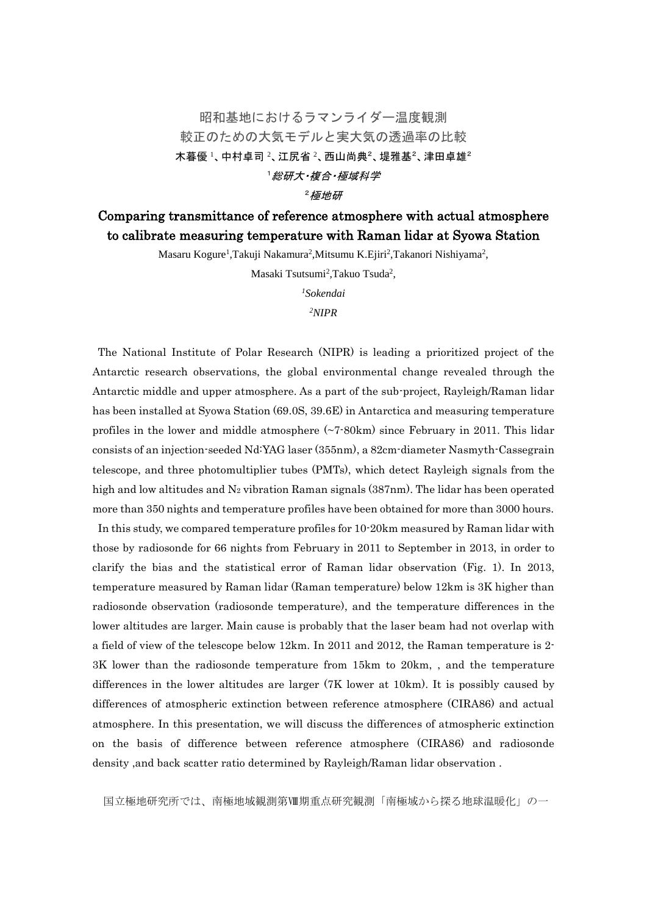# 昭和基地におけるラマンライダー温度観測

# 較正のための大気モデルと実大気の透過率の比較

**木暮優[1]、中村卓司[2]、江尻省[2]、西山尚典[2]、堤雅基[2]、津田卓雄[2]**

*[1]総研大・複合・極域科学*

*[2]極地研*

# Comparing transmittance of reference atmosphere with actual atmosphere to calibrate measuring temperature with Raman lidar at Syowa Station

Masaru Kogure[1], Takuji Nakamura[2], Mitsumu K.Ejiri[2], Takanori Nishiyama[2], Masaki Tsutsumi[2], Takuo Tsuda[2],

*[1]Sokendai*

*[2]NIPR*

The National Institute of Polar Research (NIPR) is leading a prioritized project of the Antarctic research observations, the global environmental change revealed through the Antarctic middle and upper atmosphere. As a part of the sub-project, Rayleigh/Raman lidar has been installed at Syowa Station (69.0S, 39.6E) in Antarctica and measuring temperature profiles in the lower and middle atmosphere (~7-80km) since February in 2011. This lidar consists of an injection-seeded Nd:YAG laser (355nm), a 82cm-diameter Nasmyth-Cassegrain telescope, and three photomultiplier tubes (PMTs), which detect Rayleigh signals from the high and low altitudes and $N_2$ vibration Raman signals (387nm). The lidar has been operated more than 350 nights and temperature profiles have been obtained for more than 3000 hours.

In this study, we compared temperature profiles for 10-20km measured by Raman lidar with those by radiosonde for 66 nights from February in 2011 to September in 2013, in order to clarify the bias and the statistical error of Raman lidar observation (Fig. 1). In 2013, temperature measured by Raman lidar (Raman temperature) below 12km is 3K higher than radiosonde observation (radiosonde temperature), and the temperature differences in the lower altitudes are larger. Main cause is probably that the laser beam had not overlap with a field of view of the telescope below 12km. In 2011 and 2012, the Raman temperature is 2-3K lower than the radiosonde temperature from 15km to 20km, , and the temperature differences in the lower altitudes are larger (7K lower at 10km). It is possibly caused by differences of atmospheric extinction between reference atmosphere (CIRA86) and actual atmosphere. In this presentation, we will discuss the differences of atmospheric extinction on the basis of difference between reference atmosphere (CIRA86) and radiosonde density ,and back scatter ratio determined by Rayleigh/Raman lidar observation .

国立極地研究所では、南極地域観測第Ⅷ期重点研究観測「南極域から探る地球温暖化」の一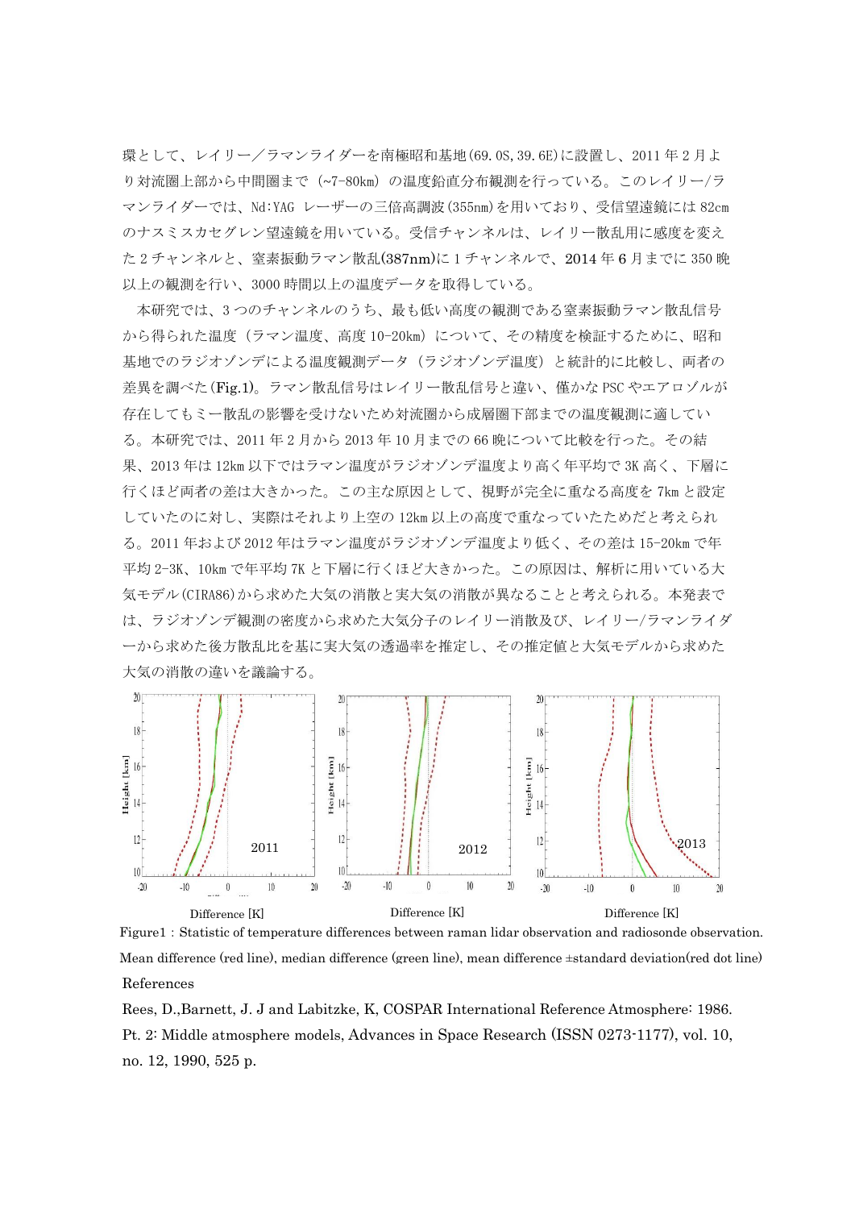環として、レイリー／ラマンライダーを南極昭和基地(69.0S,39.6E)に設置し、2011 年 2 月より対流圏上部から中間圏まで（~7-80km）の温度鉛直分布観測を行っている。このレイリー/ラマンライダーでは、Nd:YAG レーザーの三倍高調波(355nm)を用いており、受信望遠鏡には 82cm のナスミスカセグレン望遠鏡を用いている。受信チャンネルは、レイリー散乱用に感度を変えた 2 チャンネルと、窒素振動ラマン散乱(387nm)に 1 チャンネルで、2014 年 6 月までに 350 晩以上の観測を行い、3000 時間以上の温度データを取得している。

本研究では、3 つのチャンネルのうち、最も低い高度の観測である窒素振動ラマン散乱信号から得られた温度（ラマン温度、高度 10-20km）について、その精度を検証するために、昭和基地でのラジオゾンデによる温度観測データ（ラジオゾンデ温度）と統計的に比較し、両者の差異を調べた(Fig.1)。ラマン散乱信号はレイリー散乱信号と違い、僅かな PSC やエアロゾルが存在してもミー散乱の影響を受けないため対流圏から成層圏下部までの温度観測に適している。本研究では、2011 年 2 月から 2013 年 10 月までの 66 晩について比較を行った。その結果、2013 年は 12km 以下ではラマン温度がラジオゾンデ温度より高く年平均で 3K 高く、下層に行くほど両者の差は大きかった。この主な原因として、視野が完全に重なる高度を 7km と設定していたのに対し、実際はそれより上空の 12km 以上の高度で重なっていたためだと考えられる。2011 年および 2012 年はラマン温度がラジオゾンデ温度より低く、その差は 15-20km で年平均 2-3K、10km で年平均 7K と下層に行くほど大きかった。この原因は、解析に用いている大気モデル(CIRA86)から求めた大気の消散と実大気の消散が異なることと考えられる。本発表では、ラジオゾンデ観測の密度から求めた大気分子のレイリー消散及び、レイリー/ラマンライダーから求めた後方散乱比を基に実大気の透過率を推定し、その推定値と大気モデルから求めた大気の消散の違いを議論する。

2011

Height [km]

Difference [K]

2012

Height [km]

Difference [K]

2013

Height [km]

Difference [K]

Figure1 : Statistic of temperature differences between raman lidar observation and radiosonde observation. Mean difference (red line), median difference (green line), mean difference ±standard deviation(red dot line)

References

Rees, D.,Barnett, J. J and Labitzke, K, COSPAR International Reference Atmosphere: 1986. Pt. 2: Middle atmosphere models, Advances in Space Research (ISSN 0273-1177), vol. 10, no. 12, 1990, 525 p.